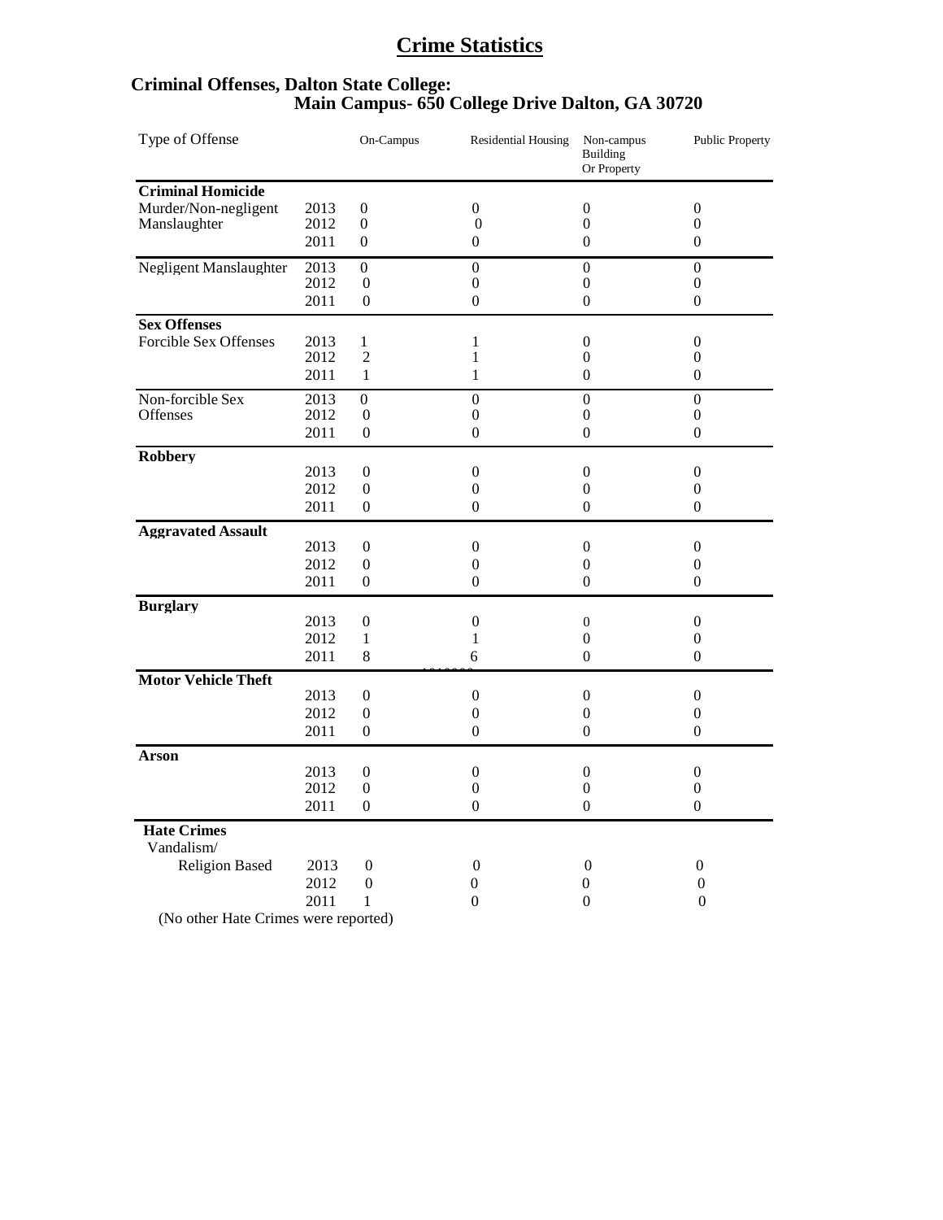# Crime Statistics

## Criminal Offenses, Dalton State College:
### Main Campus- 650 College Drive Dalton, GA 30720

| Type of Offense | | On-Campus | Residential Housing | Non-campus Building Or Property | Public Property |
|---|---|---|---|---|---|
| **Criminal Homicide** | | | | | |
| Murder/Non-negligent Manslaughter | 2013 | 0 | 0 | 0 | 0 |
| | 2012 | 0 | 0 | 0 | 0 |
| | 2011 | 0 | 0 | 0 | 0 |
| Negligent Manslaughter | 2013 | 0 | 0 | 0 | 0 |
| | 2012 | 0 | 0 | 0 | 0 |
| | 2011 | 0 | 0 | 0 | 0 |
| **Sex Offenses** | | | | | |
| Forcible Sex Offenses | 2013 | 1 | 1 | 0 | 0 |
| | 2012 | 2 | 1 | 0 | 0 |
| | 2011 | 1 | 1 | 0 | 0 |
| Non-forcible Sex Offenses | 2013 | 0 | 0 | 0 | 0 |
| | 2012 | 0 | 0 | 0 | 0 |
| | 2011 | 0 | 0 | 0 | 0 |
| **Robbery** | | | | | |
| | 2013 | 0 | 0 | 0 | 0 |
| | 2012 | 0 | 0 | 0 | 0 |
| | 2011 | 0 | 0 | 0 | 0 |
| **Aggravated Assault** | | | | | |
| | 2013 | 0 | 0 | 0 | 0 |
| | 2012 | 0 | 0 | 0 | 0 |
| | 2011 | 0 | 0 | 0 | 0 |
| **Burglary** | | | | | |
| | 2013 | 0 | 0 | 0 | 0 |
| | 2012 | 1 | 1 | 0 | 0 |
| | 2011 | 8 | 6 | 0 | 0 |
| **Motor Vehicle Theft** | | | | | |
| | 2013 | 0 | 0 | 0 | 0 |
| | 2012 | 0 | 0 | 0 | 0 |
| | 2011 | 0 | 0 | 0 | 0 |
| **Arson** | | | | | |
| | 2013 | 0 | 0 | 0 | 0 |
| | 2012 | 0 | 0 | 0 | 0 |
| | 2011 | 0 | 0 | 0 | 0 |
| **Hate Crimes** | | | | | |
| Vandalism/ Religion Based | 2013 | 0 | 0 | 0 | 0 |
| | 2012 | 0 | 0 | 0 | 0 |
| | 2011 | 1 | 0 | 0 | 0 |

(No other Hate Crimes were reported)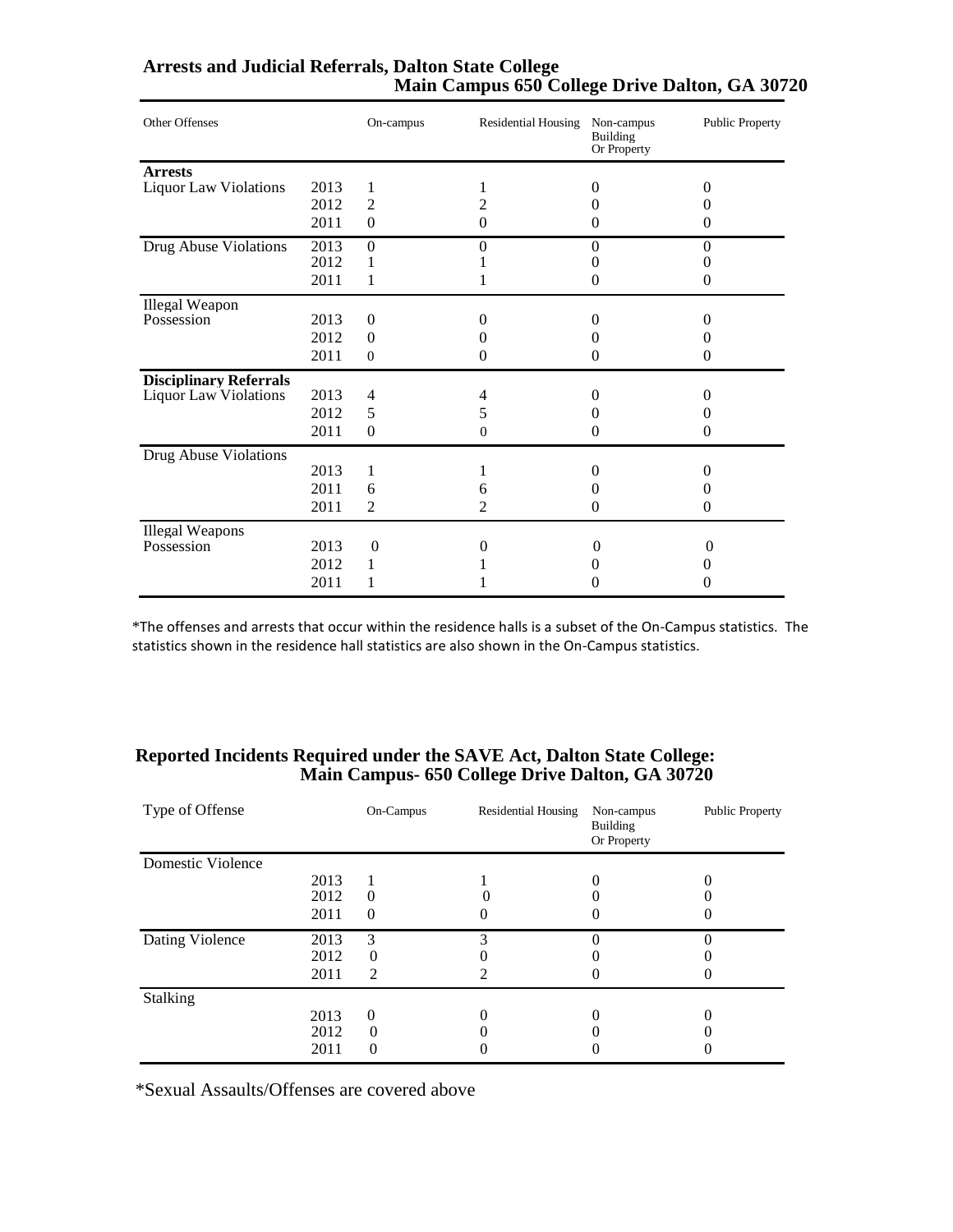## Arrests and Judicial Referrals, Dalton State College
## Main Campus 650 College Drive Dalton, GA 30720

| Other Offenses | | On-campus | Residential Housing | Non-campus Building Or Property | Public Property |
|---|---|---|---|---|---|
| **Arrests** | | | | | |
| Liquor Law Violations | 2013 | 1 | 1 | 0 | 0 |
| | 2012 | 2 | 2 | 0 | 0 |
| | 2011 | 0 | 0 | 0 | 0 |
| Drug Abuse Violations | 2013 | 0 | 0 | 0 | 0 |
| | 2012 | 1 | 1 | 0 | 0 |
| | 2011 | 1 | 1 | 0 | 0 |
| Illegal Weapon Possession | 2013 | 0 | 0 | 0 | 0 |
| | 2012 | 0 | 0 | 0 | 0 |
| | 2011 | 0 | 0 | 0 | 0 |
| **Disciplinary Referrals** | | | | | |
| Liquor Law Violations | 2013 | 4 | 4 | 0 | 0 |
| | 2012 | 5 | 5 | 0 | 0 |
| | 2011 | 0 | 0 | 0 | 0 |
| Drug Abuse Violations | 2013 | 1 | 1 | 0 | 0 |
| | 2011 | 6 | 6 | 0 | 0 |
| | 2011 | 2 | 2 | 0 | 0 |
| Illegal Weapons Possession | 2013 | 0 | 0 | 0 | 0 |
| | 2012 | 1 | 1 | 0 | 0 |
| | 2011 | 1 | 1 | 0 | 0 |

*The offenses and arrests that occur within the residence halls is a subset of the On-Campus statistics. The statistics shown in the residence hall statistics are also shown in the On-Campus statistics.

## Reported Incidents Required under the SAVE Act, Dalton State College:
## Main Campus- 650 College Drive Dalton, GA 30720

| Type of Offense | | On-Campus | Residential Housing | Non-campus Building Or Property | Public Property |
|---|---|---|---|---|---|
| Domestic Violence | | | | | |
| | 2013 | 1 | 1 | 0 | 0 |
| | 2012 | 0 | 0 | 0 | 0 |
| | 2011 | 0 | 0 | 0 | 0 |
| Dating Violence | 2013 | 3 | 3 | 0 | 0 |
| | 2012 | 0 | 0 | 0 | 0 |
| | 2011 | 2 | 2 | 0 | 0 |
| Stalking | | | | | |
| | 2013 | 0 | 0 | 0 | 0 |
| | 2012 | 0 | 0 | 0 | 0 |
| | 2011 | 0 | 0 | 0 | 0 |

*Sexual Assaults/Offenses are covered above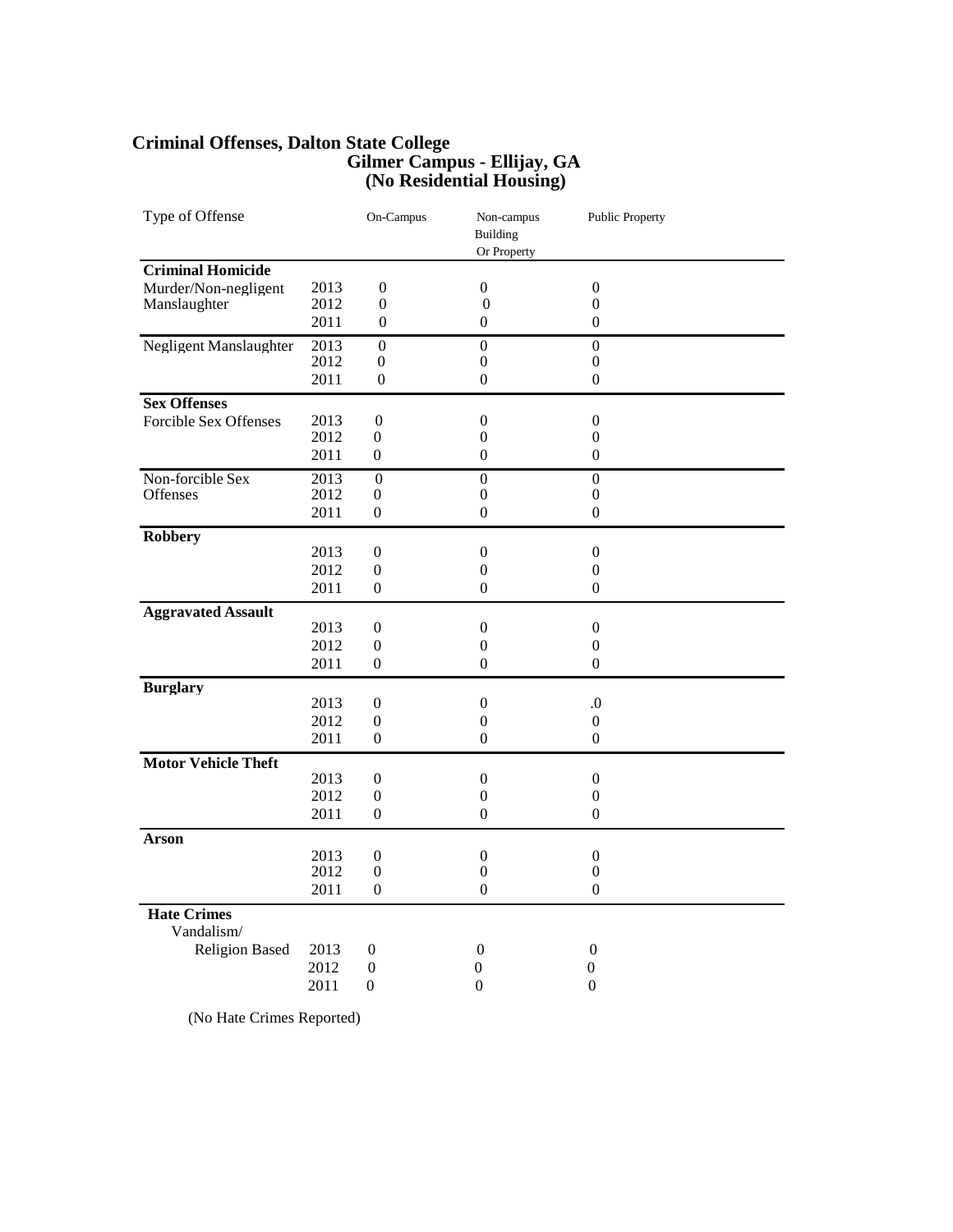# Criminal Offenses, Dalton State College

## Gilmer Campus - Ellijay, GA
## (No Residential Housing)

| Type of Offense | | On-Campus | Non-campus Building Or Property | Public Property |
|---|---|---|---|---|
| **Criminal Homicide** | | | | |
| Murder/Non-negligent Manslaughter | 2013 | 0 | 0 | 0 |
| | 2012 | 0 | 0 | 0 |
| | 2011 | 0 | 0 | 0 |
| Negligent Manslaughter | 2013 | 0 | 0 | 0 |
| | 2012 | 0 | 0 | 0 |
| | 2011 | 0 | 0 | 0 |
| **Sex Offenses** | | | | |
| Forcible Sex Offenses | 2013 | 0 | 0 | 0 |
| | 2012 | 0 | 0 | 0 |
| | 2011 | 0 | 0 | 0 |
| Non-forcible Sex Offenses | 2013 | 0 | 0 | 0 |
| | 2012 | 0 | 0 | 0 |
| | 2011 | 0 | 0 | 0 |
| **Robbery** | | | | |
| | 2013 | 0 | 0 | 0 |
| | 2012 | 0 | 0 | 0 |
| | 2011 | 0 | 0 | 0 |
| **Aggravated Assault** | | | | |
| | 2013 | 0 | 0 | 0 |
| | 2012 | 0 | 0 | 0 |
| | 2011 | 0 | 0 | 0 |
| **Burglary** | | | | |
| | 2013 | 0 | 0 | .0 |
| | 2012 | 0 | 0 | 0 |
| | 2011 | 0 | 0 | 0 |
| **Motor Vehicle Theft** | | | | |
| | 2013 | 0 | 0 | 0 |
| | 2012 | 0 | 0 | 0 |
| | 2011 | 0 | 0 | 0 |
| **Arson** | | | | |
| | 2013 | 0 | 0 | 0 |
| | 2012 | 0 | 0 | 0 |
| | 2011 | 0 | 0 | 0 |
| **Hate Crimes** | | | | |
| Vandalism/ Religion Based | 2013 | 0 | 0 | 0 |
| | 2012 | 0 | 0 | 0 |
| | 2011 | 0 | 0 | 0 |

(No Hate Crimes Reported)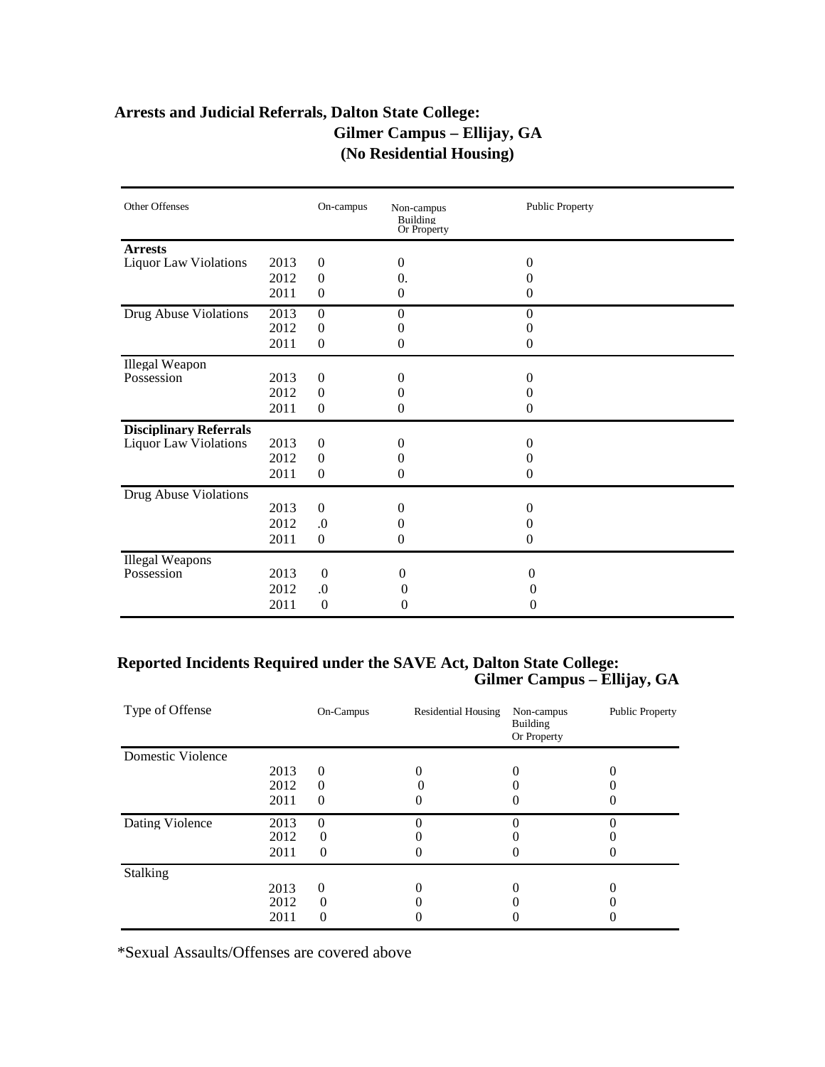## Arrests and Judicial Referrals, Dalton State College: Gilmer Campus – Ellijay, GA (No Residential Housing)

| Other Offenses | | On-campus | Non-campus Building Or Property | Public Property |
|---|---|---|---|---|
| **Arrests** | | | | |
| Liquor Law Violations | 2013 | 0 | 0 | 0 |
| | 2012 | 0 | 0. | 0 |
| | 2011 | 0 | 0 | 0 |
| Drug Abuse Violations | 2013 | 0 | 0 | 0 |
| | 2012 | 0 | 0 | 0 |
| | 2011 | 0 | 0 | 0 |
| Illegal Weapon Possession | 2013 | 0 | 0 | 0 |
| | 2012 | 0 | 0 | 0 |
| | 2011 | 0 | 0 | 0 |
| **Disciplinary Referrals** | | | | |
| Liquor Law Violations | 2013 | 0 | 0 | 0 |
| | 2012 | 0 | 0 | 0 |
| | 2011 | 0 | 0 | 0 |
| Drug Abuse Violations | 2013 | 0 | 0 | 0 |
| | 2012 | .0 | 0 | 0 |
| | 2011 | 0 | 0 | 0 |
| Illegal Weapons Possession | 2013 | 0 | 0 | 0 |
| | 2012 | .0 | 0 | 0 |
| | 2011 | 0 | 0 | 0 |

## Reported Incidents Required under the SAVE Act, Dalton State College: Gilmer Campus – Ellijay, GA

| Type of Offense | | On-Campus | Residential Housing | Non-campus Building Or Property | Public Property |
|---|---|---|---|---|---|
| Domestic Violence | 2013 | 0 | 0 | 0 | 0 |
| | 2012 | 0 | 0 | 0 | 0 |
| | 2011 | 0 | 0 | 0 | 0 |
| Dating Violence | 2013 | 0 | 0 | 0 | 0 |
| | 2012 | 0 | 0 | 0 | 0 |
| | 2011 | 0 | 0 | 0 | 0 |
| Stalking | 2013 | 0 | 0 | 0 | 0 |
| | 2012 | 0 | 0 | 0 | 0 |
| | 2011 | 0 | 0 | 0 | 0 |

*Sexual Assaults/Offenses are covered above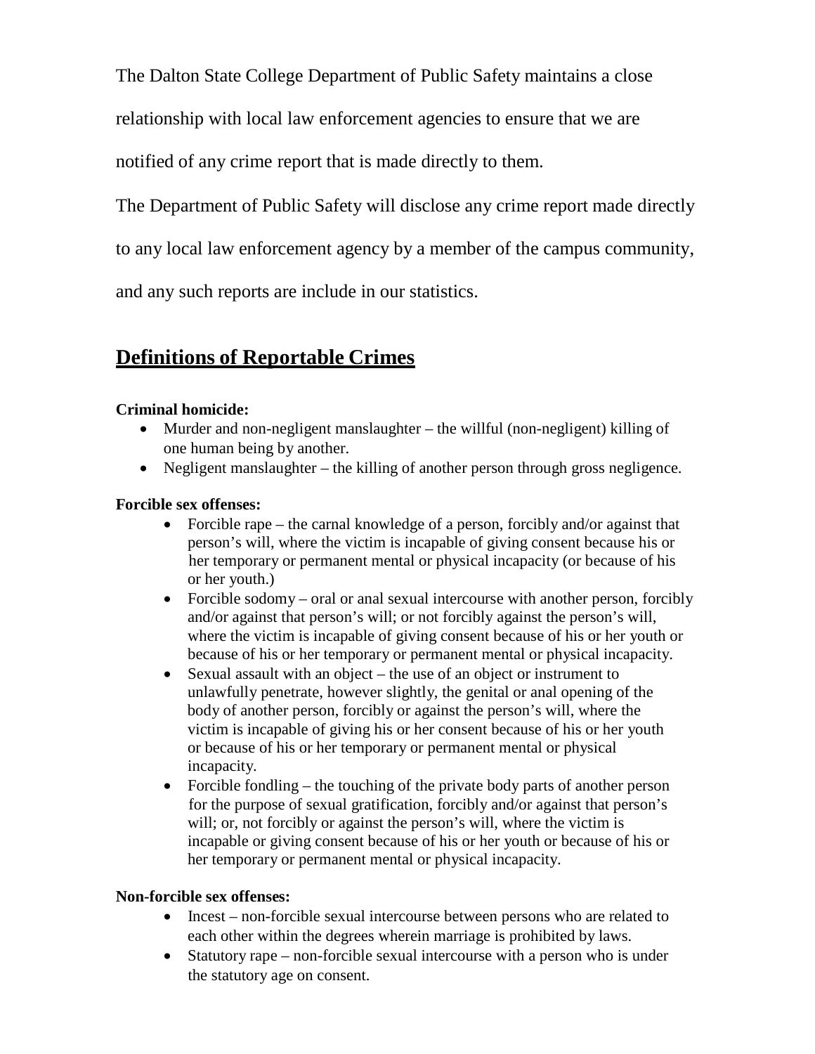The Dalton State College Department of Public Safety maintains a close relationship with local law enforcement agencies to ensure that we are notified of any crime report that is made directly to them.

The Department of Public Safety will disclose any crime report made directly to any local law enforcement agency by a member of the campus community, and any such reports are include in our statistics.

## Definitions of Reportable Crimes

**Criminal homicide:**

- Murder and non-negligent manslaughter – the willful (non-negligent) killing of one human being by another.
- Negligent manslaughter – the killing of another person through gross negligence.

**Forcible sex offenses:**

- Forcible rape – the carnal knowledge of a person, forcibly and/or against that person's will, where the victim is incapable of giving consent because his or her temporary or permanent mental or physical incapacity (or because of his or her youth.)
- Forcible sodomy – oral or anal sexual intercourse with another person, forcibly and/or against that person's will; or not forcibly against the person's will, where the victim is incapable of giving consent because of his or her youth or because of his or her temporary or permanent mental or physical incapacity.
- Sexual assault with an object – the use of an object or instrument to unlawfully penetrate, however slightly, the genital or anal opening of the body of another person, forcibly or against the person's will, where the victim is incapable of giving his or her consent because of his or her youth or because of his or her temporary or permanent mental or physical incapacity.
- Forcible fondling – the touching of the private body parts of another person for the purpose of sexual gratification, forcibly and/or against that person's will; or, not forcibly or against the person's will, where the victim is incapable or giving consent because of his or her youth or because of his or her temporary or permanent mental or physical incapacity.

**Non-forcible sex offenses:**

- Incest – non-forcible sexual intercourse between persons who are related to each other within the degrees wherein marriage is prohibited by laws.
- Statutory rape – non-forcible sexual intercourse with a person who is under the statutory age on consent.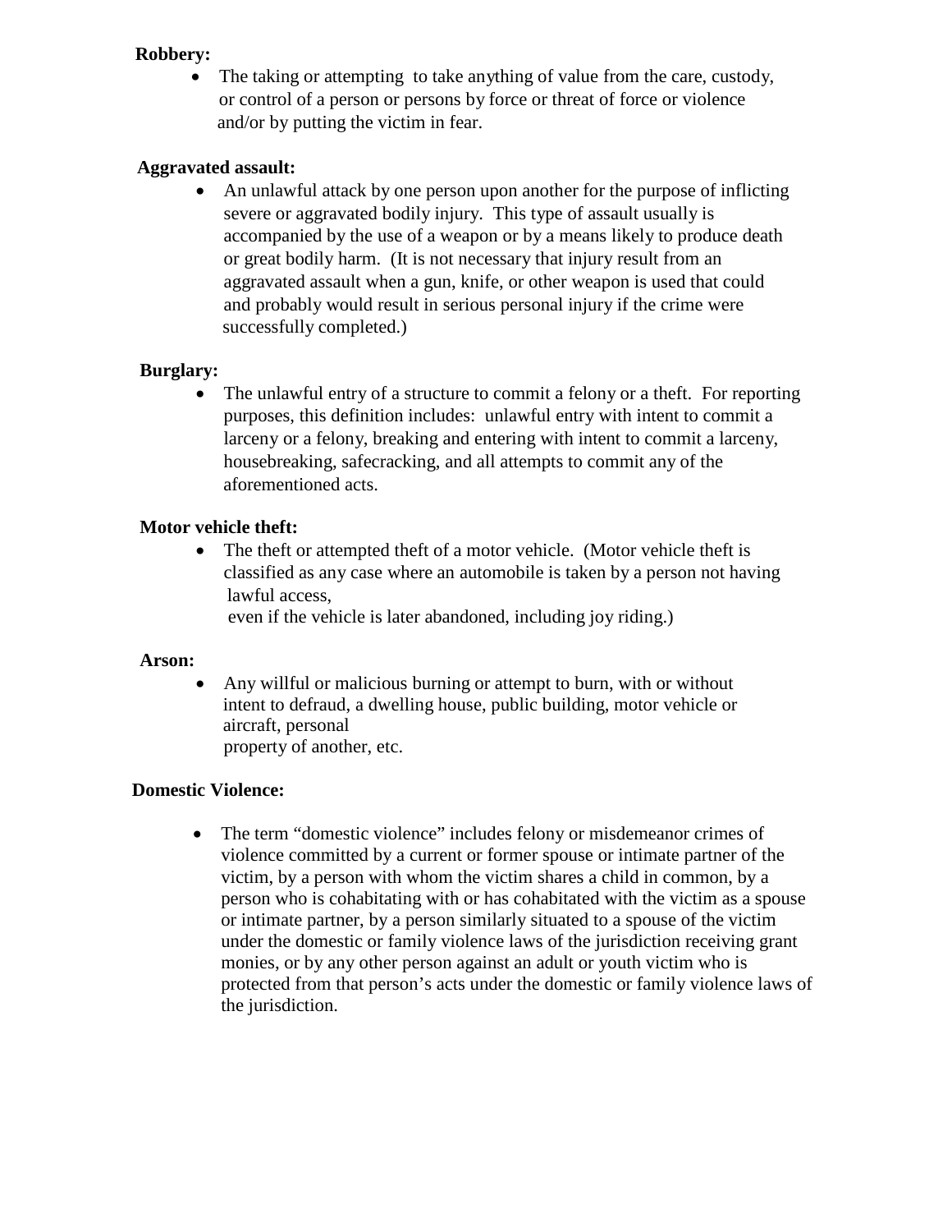**Robbery:**

- The taking or attempting to take anything of value from the care, custody, or control of a person or persons by force or threat of force or violence and/or by putting the victim in fear.

**Aggravated assault:**

- An unlawful attack by one person upon another for the purpose of inflicting severe or aggravated bodily injury. This type of assault usually is accompanied by the use of a weapon or by a means likely to produce death or great bodily harm. (It is not necessary that injury result from an aggravated assault when a gun, knife, or other weapon is used that could and probably would result in serious personal injury if the crime were successfully completed.)

**Burglary:**

- The unlawful entry of a structure to commit a felony or a theft. For reporting purposes, this definition includes: unlawful entry with intent to commit a larceny or a felony, breaking and entering with intent to commit a larceny, housebreaking, safecracking, and all attempts to commit any of the aforementioned acts.

**Motor vehicle theft:**

- The theft or attempted theft of a motor vehicle. (Motor vehicle theft is classified as any case where an automobile is taken by a person not having lawful access, even if the vehicle is later abandoned, including joy riding.)

**Arson:**

- Any willful or malicious burning or attempt to burn, with or without intent to defraud, a dwelling house, public building, motor vehicle or aircraft, personal property of another, etc.

**Domestic Violence:**

- The term "domestic violence" includes felony or misdemeanor crimes of violence committed by a current or former spouse or intimate partner of the victim, by a person with whom the victim shares a child in common, by a person who is cohabitating with or has cohabitated with the victim as a spouse or intimate partner, by a person similarly situated to a spouse of the victim under the domestic or family violence laws of the jurisdiction receiving grant monies, or by any other person against an adult or youth victim who is protected from that person's acts under the domestic or family violence laws of the jurisdiction.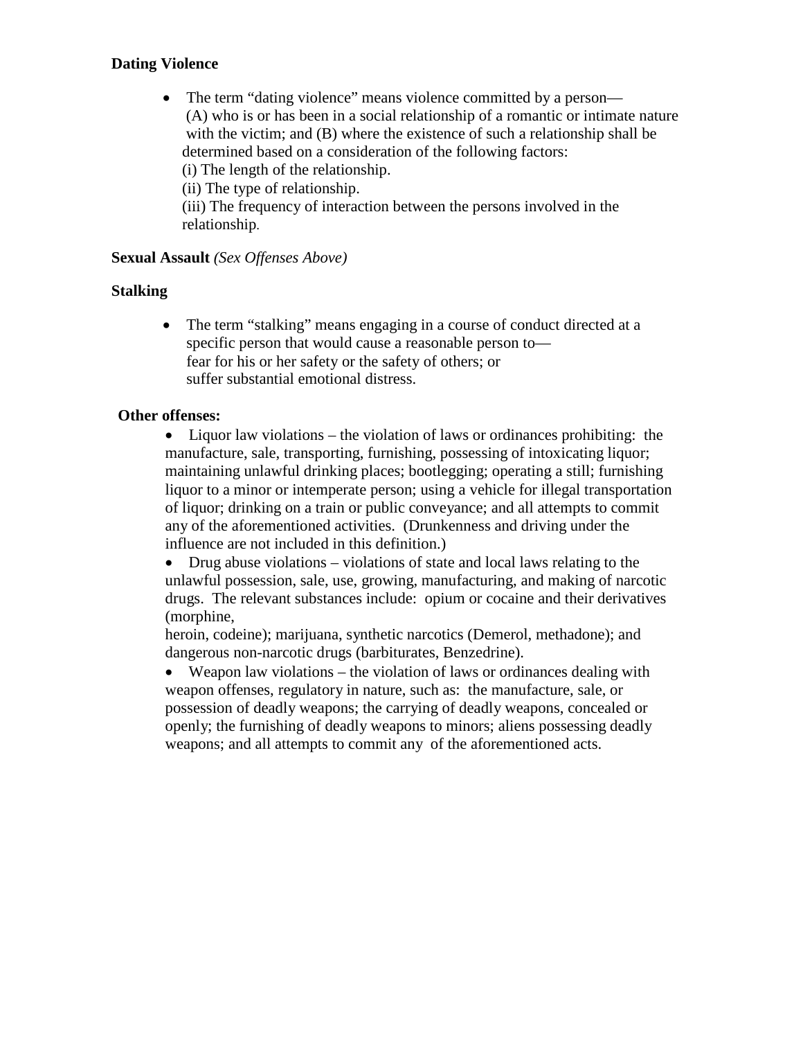**Dating Violence**

- The term "dating violence" means violence committed by a person—
  (A) who is or has been in a social relationship of a romantic or intimate nature with the victim; and (B) where the existence of such a relationship shall be determined based on a consideration of the following factors:
  (i) The length of the relationship.
  (ii) The type of relationship.
  (iii) The frequency of interaction between the persons involved in the relationship.

**Sexual Assault** *(Sex Offenses Above)*

**Stalking**

- The term "stalking" means engaging in a course of conduct directed at a specific person that would cause a reasonable person to—
  fear for his or her safety or the safety of others; or
  suffer substantial emotional distress.

**Other offenses:**

- Liquor law violations – the violation of laws or ordinances prohibiting: the manufacture, sale, transporting, furnishing, possessing of intoxicating liquor; maintaining unlawful drinking places; bootlegging; operating a still; furnishing liquor to a minor or intemperate person; using a vehicle for illegal transportation of liquor; drinking on a train or public conveyance; and all attempts to commit any of the aforementioned activities. (Drunkenness and driving under the influence are not included in this definition.)
- Drug abuse violations – violations of state and local laws relating to the unlawful possession, sale, use, growing, manufacturing, and making of narcotic drugs. The relevant substances include: opium or cocaine and their derivatives (morphine, heroin, codeine); marijuana, synthetic narcotics (Demerol, methadone); and dangerous non-narcotic drugs (barbiturates, Benzedrine).
- Weapon law violations – the violation of laws or ordinances dealing with weapon offenses, regulatory in nature, such as: the manufacture, sale, or possession of deadly weapons; the carrying of deadly weapons, concealed or openly; the furnishing of deadly weapons to minors; aliens possessing deadly weapons; and all attempts to commit any of the aforementioned acts.